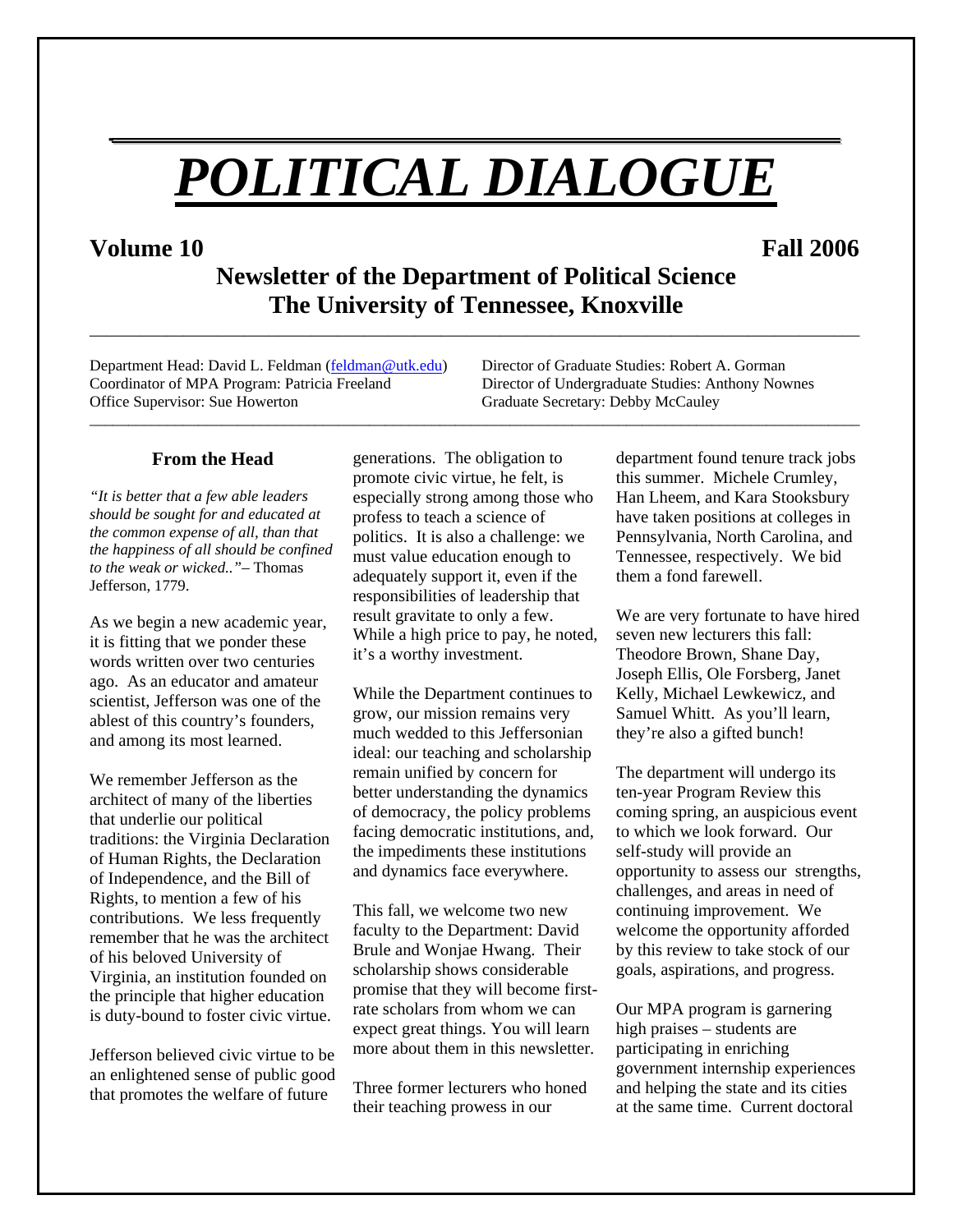# *POLITICAL DIALOGUE*

**Volume 10** **Fall 2006**

## Newsletter of the Department of Political Science
## The University of Tennessee, Knoxville

Department Head: David L. Feldman (feldman@utk.edu)
Coordinator of MPA Program: Patricia Freeland
Office Supervisor: Sue Howerton
Director of Graduate Studies: Robert A. Gorman
Director of Undergraduate Studies: Anthony Nownes
Graduate Secretary: Debby McCauley

### From the Head

*"It is better that a few able leaders should be sought for and educated at the common expense of all, than that the happiness of all should be confined to the weak or wicked.."*– Thomas Jefferson, 1779.

As we begin a new academic year, it is fitting that we ponder these words written over two centuries ago. As an educator and amateur scientist, Jefferson was one of the ablest of this country's founders, and among its most learned.

We remember Jefferson as the architect of many of the liberties that underlie our political traditions: the Virginia Declaration of Human Rights, the Declaration of Independence, and the Bill of Rights, to mention a few of his contributions. We less frequently remember that he was the architect of his beloved University of Virginia, an institution founded on the principle that higher education is duty-bound to foster civic virtue.

Jefferson believed civic virtue to be an enlightened sense of public good that promotes the welfare of future generations. The obligation to promote civic virtue, he felt, is especially strong among those who profess to teach a science of politics. It is also a challenge: we must value education enough to adequately support it, even if the responsibilities of leadership that result gravitate to only a few. While a high price to pay, he noted, it's a worthy investment.

While the Department continues to grow, our mission remains very much wedded to this Jeffersonian ideal: our teaching and scholarship remain unified by concern for better understanding the dynamics of democracy, the policy problems facing democratic institutions, and, the impediments these institutions and dynamics face everywhere.

This fall, we welcome two new faculty to the Department: David Brule and Wonjae Hwang. Their scholarship shows considerable promise that they will become first-rate scholars from whom we can expect great things. You will learn more about them in this newsletter.

Three former lecturers who honed their teaching prowess in our department found tenure track jobs this summer. Michele Crumley, Han Lheem, and Kara Stooksbury have taken positions at colleges in Pennsylvania, North Carolina, and Tennessee, respectively. We bid them a fond farewell.

We are very fortunate to have hired seven new lecturers this fall: Theodore Brown, Shane Day, Joseph Ellis, Ole Forsberg, Janet Kelly, Michael Lewkewicz, and Samuel Whitt. As you'll learn, they're also a gifted bunch!

The department will undergo its ten-year Program Review this coming spring, an auspicious event to which we look forward. Our self-study will provide an opportunity to assess our strengths, challenges, and areas in need of continuing improvement. We welcome the opportunity afforded by this review to take stock of our goals, aspirations, and progress.

Our MPA program is garnering high praises – students are participating in enriching government internship experiences and helping the state and its cities at the same time. Current doctoral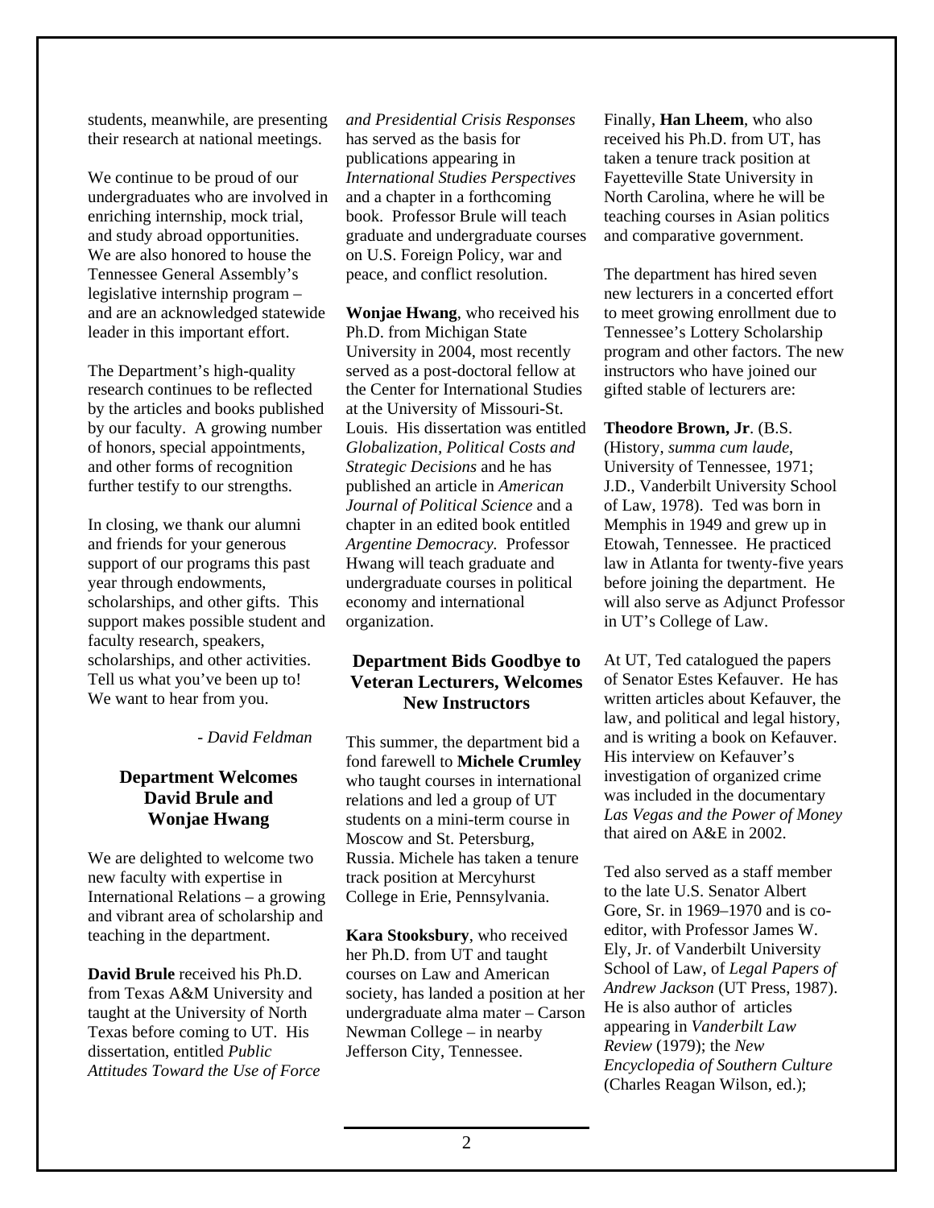students, meanwhile, are presenting their research at national meetings.

We continue to be proud of our undergraduates who are involved in enriching internship, mock trial, and study abroad opportunities. We are also honored to house the Tennessee General Assembly's legislative internship program – and are an acknowledged statewide leader in this important effort.

The Department's high-quality research continues to be reflected by the articles and books published by our faculty. A growing number of honors, special appointments, and other forms of recognition further testify to our strengths.

In closing, we thank our alumni and friends for your generous support of our programs this past year through endowments, scholarships, and other gifts. This support makes possible student and faculty research, speakers, scholarships, and other activities. Tell us what you've been up to! We want to hear from you.

*- David Feldman*

## Department Welcomes David Brule and Wonjae Hwang

We are delighted to welcome two new faculty with expertise in International Relations – a growing and vibrant area of scholarship and teaching in the department.

**David Brule** received his Ph.D. from Texas A&M University and taught at the University of North Texas before coming to UT. His dissertation, entitled *Public Attitudes Toward the Use of Force and Presidential Crisis Responses* has served as the basis for publications appearing in *International Studies Perspectives* and a chapter in a forthcoming book. Professor Brule will teach graduate and undergraduate courses on U.S. Foreign Policy, war and peace, and conflict resolution.

**Wonjae Hwang**, who received his Ph.D. from Michigan State University in 2004, most recently served as a post-doctoral fellow at the Center for International Studies at the University of Missouri-St. Louis. His dissertation was entitled *Globalization, Political Costs and Strategic Decisions* and he has published an article in *American Journal of Political Science* and a chapter in an edited book entitled *Argentine Democracy.* Professor Hwang will teach graduate and undergraduate courses in political economy and international organization.

## Department Bids Goodbye to Veteran Lecturers, Welcomes New Instructors

This summer, the department bid a fond farewell to **Michele Crumley** who taught courses in international relations and led a group of UT students on a mini-term course in Moscow and St. Petersburg, Russia. Michele has taken a tenure track position at Mercyhurst College in Erie, Pennsylvania.

**Kara Stooksbury**, who received her Ph.D. from UT and taught courses on Law and American society, has landed a position at her undergraduate alma mater – Carson Newman College – in nearby Jefferson City, Tennessee.

Finally, **Han Lheem**, who also received his Ph.D. from UT, has taken a tenure track position at Fayetteville State University in North Carolina, where he will be teaching courses in Asian politics and comparative government.

The department has hired seven new lecturers in a concerted effort to meet growing enrollment due to Tennessee's Lottery Scholarship program and other factors. The new instructors who have joined our gifted stable of lecturers are:

**Theodore Brown, Jr**. (B.S. (History, *summa cum laude*, University of Tennessee, 1971; J.D., Vanderbilt University School of Law, 1978). Ted was born in Memphis in 1949 and grew up in Etowah, Tennessee. He practiced law in Atlanta for twenty-five years before joining the department. He will also serve as Adjunct Professor in UT's College of Law.

At UT, Ted catalogued the papers of Senator Estes Kefauver. He has written articles about Kefauver, the law, and political and legal history, and is writing a book on Kefauver. His interview on Kefauver's investigation of organized crime was included in the documentary *Las Vegas and the Power of Money* that aired on A&E in 2002.

Ted also served as a staff member to the late U.S. Senator Albert Gore, Sr. in 1969–1970 and is co-editor, with Professor James W. Ely, Jr. of Vanderbilt University School of Law, of *Legal Papers of Andrew Jackson* (UT Press, 1987). He is also author of articles appearing in *Vanderbilt Law Review* (1979); the *New Encyclopedia of Southern Culture* (Charles Reagan Wilson, ed.);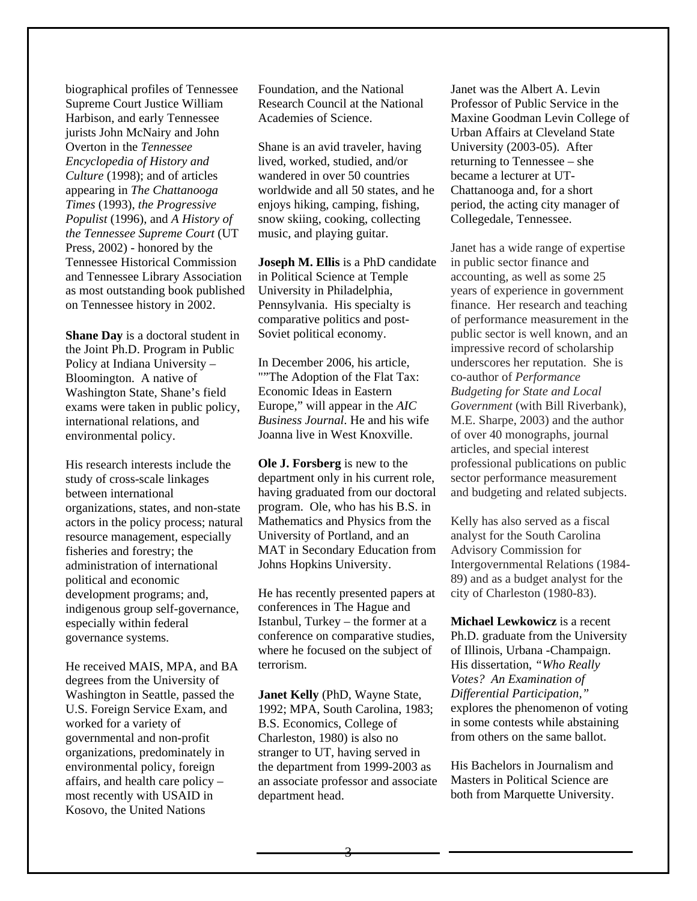biographical profiles of Tennessee Supreme Court Justice William Harbison, and early Tennessee jurists John McNairy and John Overton in the *Tennessee Encyclopedia of History and Culture* (1998); and of articles appearing in *The Chattanooga Times* (1993), *the Progressive Populist* (1996), and *A History of the Tennessee Supreme Court* (UT Press, 2002) - honored by the Tennessee Historical Commission and Tennessee Library Association as most outstanding book published on Tennessee history in 2002.

**Shane Day** is a doctoral student in the Joint Ph.D. Program in Public Policy at Indiana University – Bloomington. A native of Washington State, Shane's field exams were taken in public policy, international relations, and environmental policy.

His research interests include the study of cross-scale linkages between international organizations, states, and non-state actors in the policy process; natural resource management, especially fisheries and forestry; the administration of international political and economic development programs; and, indigenous group self-governance, especially within federal governance systems.

He received MAIS, MPA, and BA degrees from the University of Washington in Seattle, passed the U.S. Foreign Service Exam, and worked for a variety of governmental and non-profit organizations, predominately in environmental policy, foreign affairs, and health care policy – most recently with USAID in Kosovo, the United Nations Foundation, and the National Research Council at the National Academies of Science.

Shane is an avid traveler, having lived, worked, studied, and/or wandered in over 50 countries worldwide and all 50 states, and he enjoys hiking, camping, fishing, snow skiing, cooking, collecting music, and playing guitar.

**Joseph M. Ellis** is a PhD candidate in Political Science at Temple University in Philadelphia, Pennsylvania. His specialty is comparative politics and post-Soviet political economy.

In December 2006, his article, ""The Adoption of the Flat Tax: Economic Ideas in Eastern Europe," will appear in the *AIC Business Journal*. He and his wife Joanna live in West Knoxville.

**Ole J. Forsberg** is new to the department only in his current role, having graduated from our doctoral program. Ole, who has his B.S. in Mathematics and Physics from the University of Portland, and an MAT in Secondary Education from Johns Hopkins University.

He has recently presented papers at conferences in The Hague and Istanbul, Turkey – the former at a conference on comparative studies, where he focused on the subject of terrorism.

**Janet Kelly** (PhD, Wayne State, 1992; MPA, South Carolina, 1983; B.S. Economics, College of Charleston, 1980) is also no stranger to UT, having served in the department from 1999-2003 as an associate professor and associate department head.

Janet was the Albert A. Levin Professor of Public Service in the Maxine Goodman Levin College of Urban Affairs at Cleveland State University (2003-05). After returning to Tennessee – she became a lecturer at UT-Chattanooga and, for a short period, the acting city manager of Collegedale, Tennessee.

Janet has a wide range of expertise in public sector finance and accounting, as well as some 25 years of experience in government finance. Her research and teaching of performance measurement in the public sector is well known, and an impressive record of scholarship underscores her reputation. She is co-author of *Performance Budgeting for State and Local Government* (with Bill Riverbank), M.E. Sharpe, 2003) and the author of over 40 monographs, journal articles, and special interest professional publications on public sector performance measurement and budgeting and related subjects.

Kelly has also served as a fiscal analyst for the South Carolina Advisory Commission for Intergovernmental Relations (1984-89) and as a budget analyst for the city of Charleston (1980-83).

**Michael Lewkowicz** is a recent Ph.D. graduate from the University of Illinois, Urbana -Champaign. His dissertation, *"Who Really Votes? An Examination of Differential Participation,"* explores the phenomenon of voting in some contests while abstaining from others on the same ballot.

His Bachelors in Journalism and Masters in Political Science are both from Marquette University.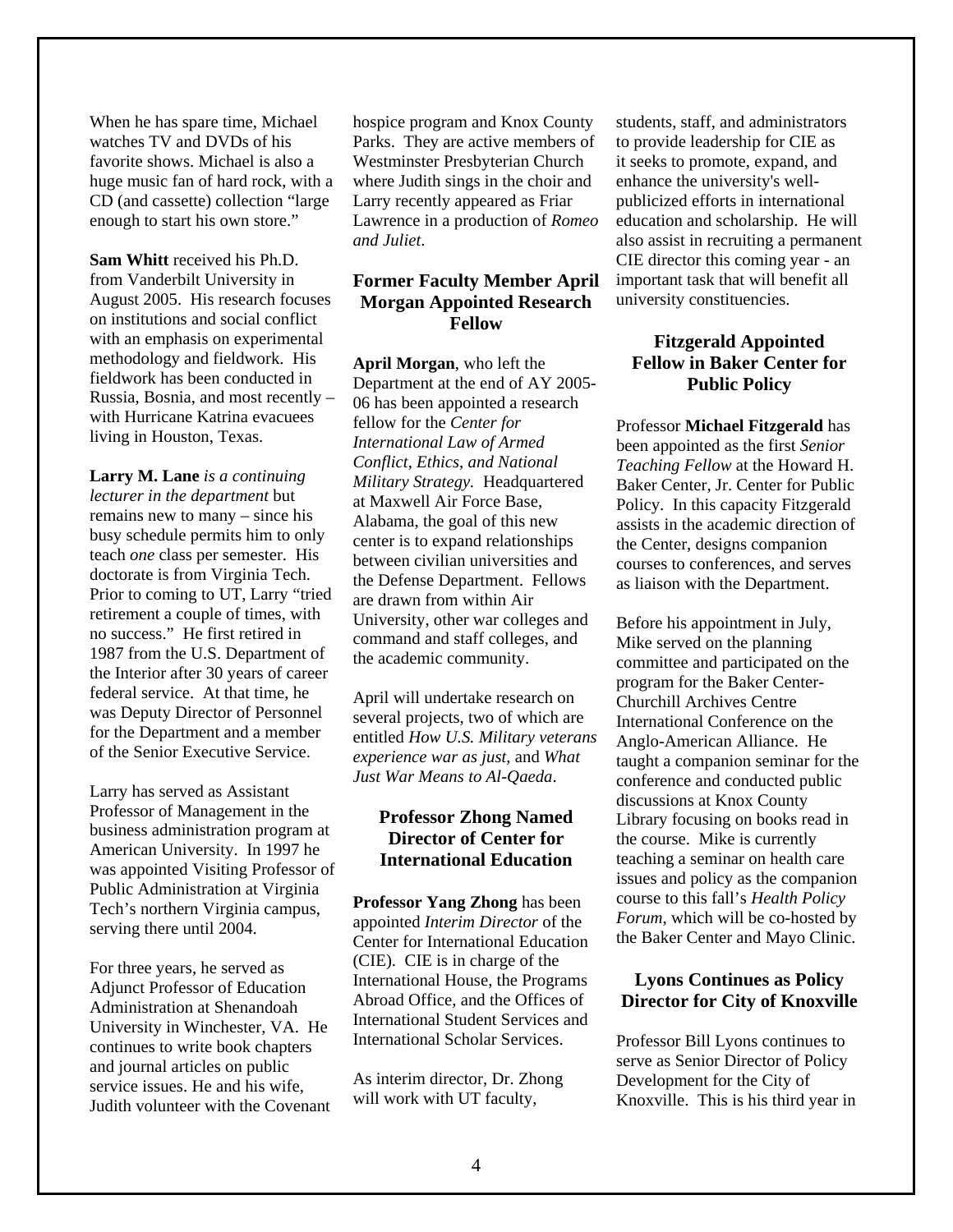When he has spare time, Michael watches TV and DVDs of his favorite shows. Michael is also a huge music fan of hard rock, with a CD (and cassette) collection "large enough to start his own store."

**Sam Whitt** received his Ph.D. from Vanderbilt University in August 2005. His research focuses on institutions and social conflict with an emphasis on experimental methodology and fieldwork. His fieldwork has been conducted in Russia, Bosnia, and most recently – with Hurricane Katrina evacuees living in Houston, Texas.

**Larry M. Lane** *is a continuing lecturer in the department* but remains new to many – since his busy schedule permits him to only teach *one* class per semester. His doctorate is from Virginia Tech. Prior to coming to UT, Larry "tried retirement a couple of times, with no success." He first retired in 1987 from the U.S. Department of the Interior after 30 years of career federal service. At that time, he was Deputy Director of Personnel for the Department and a member of the Senior Executive Service.

Larry has served as Assistant Professor of Management in the business administration program at American University. In 1997 he was appointed Visiting Professor of Public Administration at Virginia Tech's northern Virginia campus, serving there until 2004.

For three years, he served as Adjunct Professor of Education Administration at Shenandoah University in Winchester, VA. He continues to write book chapters and journal articles on public service issues. He and his wife, Judith volunteer with the Covenant hospice program and Knox County Parks. They are active members of Westminster Presbyterian Church where Judith sings in the choir and Larry recently appeared as Friar Lawrence in a production of *Romeo and Juliet*.

### Former Faculty Member April Morgan Appointed Research Fellow

**April Morgan**, who left the Department at the end of AY 2005-06 has been appointed a research fellow for the *Center for International Law of Armed Conflict, Ethics, and National Military Strategy.* Headquartered at Maxwell Air Force Base, Alabama, the goal of this new center is to expand relationships between civilian universities and the Defense Department. Fellows are drawn from within Air University, other war colleges and command and staff colleges, and the academic community.

April will undertake research on several projects, two of which are entitled *How U.S. Military veterans experience war as just*, and *What Just War Means to Al-Qaeda*.

### Professor Zhong Named Director of Center for International Education

**Professor Yang Zhong** has been appointed *Interim Director* of the Center for International Education (CIE). CIE is in charge of the International House, the Programs Abroad Office, and the Offices of International Student Services and International Scholar Services.

As interim director, Dr. Zhong will work with UT faculty, students, staff, and administrators to provide leadership for CIE as it seeks to promote, expand, and enhance the university's well-publicized efforts in international education and scholarship. He will also assist in recruiting a permanent CIE director this coming year - an important task that will benefit all university constituencies.

### Fitzgerald Appointed Fellow in Baker Center for Public Policy

Professor **Michael Fitzgerald** has been appointed as the first *Senior Teaching Fellow* at the Howard H. Baker Center, Jr. Center for Public Policy. In this capacity Fitzgerald assists in the academic direction of the Center, designs companion courses to conferences, and serves as liaison with the Department.

Before his appointment in July, Mike served on the planning committee and participated on the program for the Baker Center-Churchill Archives Centre International Conference on the Anglo-American Alliance. He taught a companion seminar for the conference and conducted public discussions at Knox County Library focusing on books read in the course. Mike is currently teaching a seminar on health care issues and policy as the companion course to this fall's *Health Policy Forum*, which will be co-hosted by the Baker Center and Mayo Clinic.

### Lyons Continues as Policy Director for City of Knoxville

Professor Bill Lyons continues to serve as Senior Director of Policy Development for the City of Knoxville. This is his third year in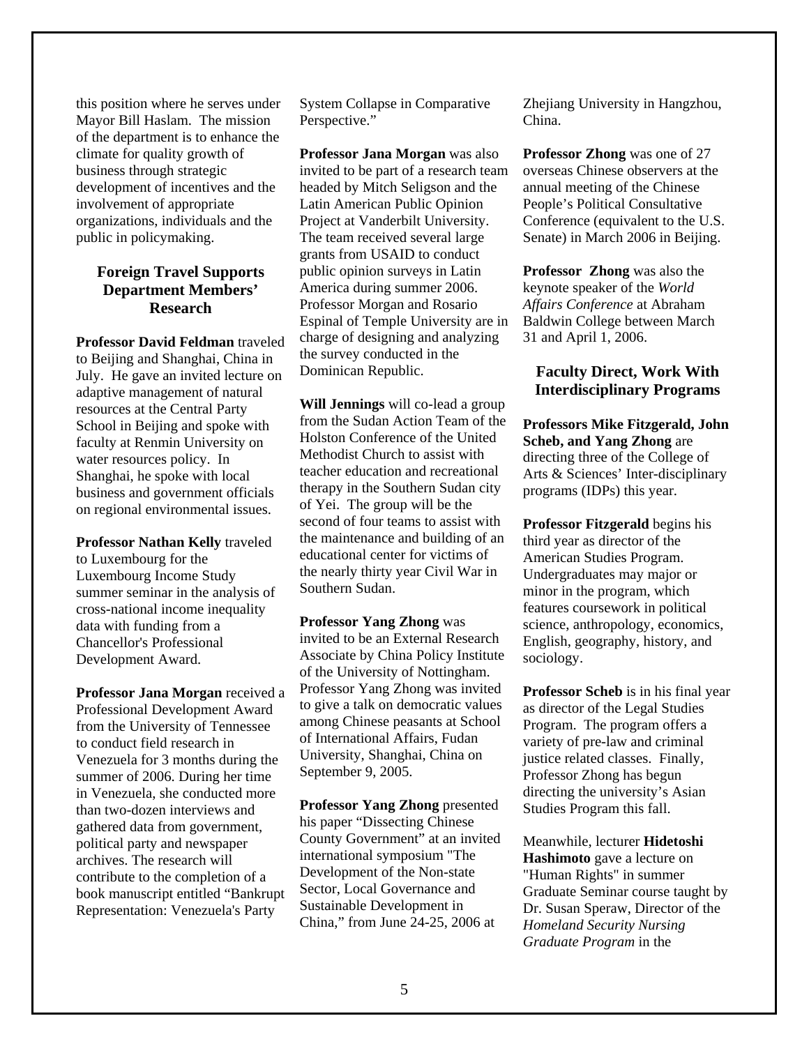this position where he serves under Mayor Bill Haslam. The mission of the department is to enhance the climate for quality growth of business through strategic development of incentives and the involvement of appropriate organizations, individuals and the public in policymaking.

## Foreign Travel Supports Department Members' Research

**Professor David Feldman** traveled to Beijing and Shanghai, China in July. He gave an invited lecture on adaptive management of natural resources at the Central Party School in Beijing and spoke with faculty at Renmin University on water resources policy. In Shanghai, he spoke with local business and government officials on regional environmental issues.

**Professor Nathan Kelly** traveled to Luxembourg for the Luxembourg Income Study summer seminar in the analysis of cross-national income inequality data with funding from a Chancellor's Professional Development Award.

**Professor Jana Morgan** received a Professional Development Award from the University of Tennessee to conduct field research in Venezuela for 3 months during the summer of 2006. During her time in Venezuela, she conducted more than two-dozen interviews and gathered data from government, political party and newspaper archives. The research will contribute to the completion of a book manuscript entitled "Bankrupt Representation: Venezuela's Party System Collapse in Comparative Perspective."

**Professor Jana Morgan** was also invited to be part of a research team headed by Mitch Seligson and the Latin American Public Opinion Project at Vanderbilt University. The team received several large grants from USAID to conduct public opinion surveys in Latin America during summer 2006. Professor Morgan and Rosario Espinal of Temple University are in charge of designing and analyzing the survey conducted in the Dominican Republic.

**Will Jennings** will co-lead a group from the Sudan Action Team of the Holston Conference of the United Methodist Church to assist with teacher education and recreational therapy in the Southern Sudan city of Yei. The group will be the second of four teams to assist with the maintenance and building of an educational center for victims of the nearly thirty year Civil War in Southern Sudan.

**Professor Yang Zhong** was invited to be an External Research Associate by China Policy Institute of the University of Nottingham. Professor Yang Zhong was invited to give a talk on democratic values among Chinese peasants at School of International Affairs, Fudan University, Shanghai, China on September 9, 2005.

**Professor Yang Zhong** presented his paper "Dissecting Chinese County Government" at an invited international symposium "The Development of the Non-state Sector, Local Governance and Sustainable Development in China," from June 24-25, 2006 at Zhejiang University in Hangzhou, China.

**Professor Zhong** was one of 27 overseas Chinese observers at the annual meeting of the Chinese People's Political Consultative Conference (equivalent to the U.S. Senate) in March 2006 in Beijing.

**Professor Zhong** was also the keynote speaker of the *World Affairs Conference* at Abraham Baldwin College between March 31 and April 1, 2006.

## Faculty Direct, Work With Interdisciplinary Programs

**Professors Mike Fitzgerald, John Scheb, and Yang Zhong** are directing three of the College of Arts & Sciences' Inter-disciplinary programs (IDPs) this year.

**Professor Fitzgerald** begins his third year as director of the American Studies Program. Undergraduates may major or minor in the program, which features coursework in political science, anthropology, economics, English, geography, history, and sociology.

**Professor Scheb** is in his final year as director of the Legal Studies Program. The program offers a variety of pre-law and criminal justice related classes. Finally, Professor Zhong has begun directing the university's Asian Studies Program this fall.

Meanwhile, lecturer **Hidetoshi Hashimoto** gave a lecture on "Human Rights" in summer Graduate Seminar course taught by Dr. Susan Speraw, Director of the *Homeland Security Nursing Graduate Program* in the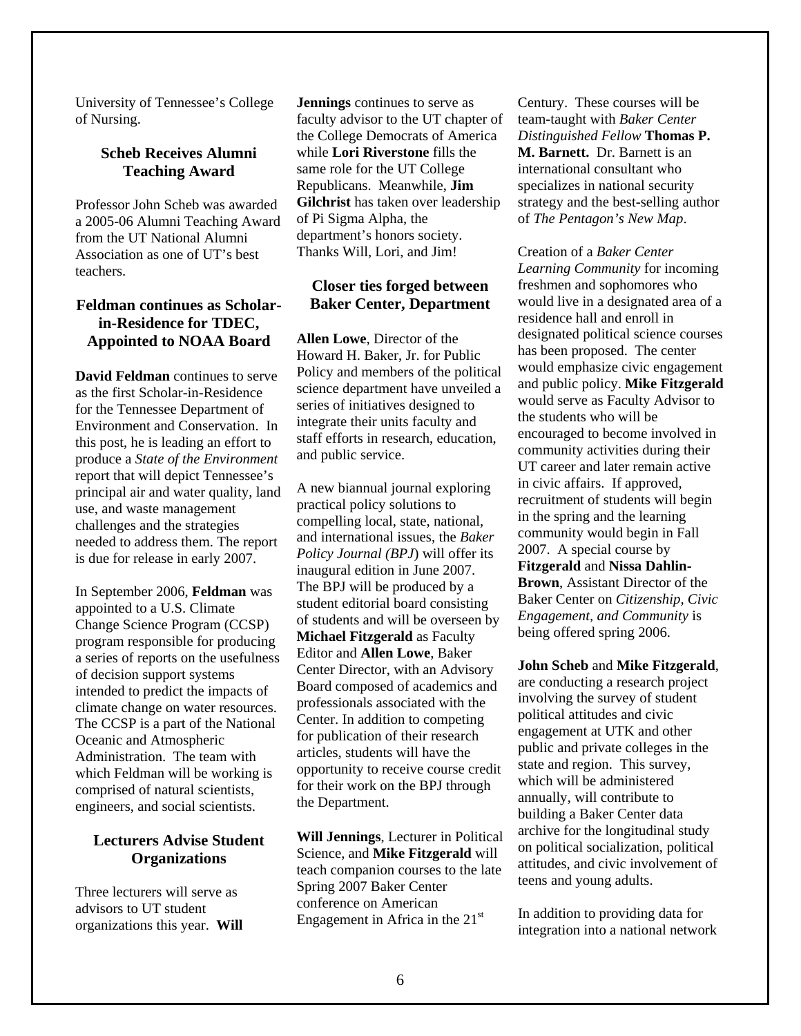University of Tennessee's College of Nursing.

### Scheb Receives Alumni Teaching Award

Professor John Scheb was awarded a 2005-06 Alumni Teaching Award from the UT National Alumni Association as one of UT's best teachers.

### Feldman continues as Scholar-in-Residence for TDEC, Appointed to NOAA Board

**David Feldman** continues to serve as the first Scholar-in-Residence for the Tennessee Department of Environment and Conservation. In this post, he is leading an effort to produce a *State of the Environment* report that will depict Tennessee's principal air and water quality, land use, and waste management challenges and the strategies needed to address them. The report is due for release in early 2007.

In September 2006, **Feldman** was appointed to a U.S. Climate Change Science Program (CCSP) program responsible for producing a series of reports on the usefulness of decision support systems intended to predict the impacts of climate change on water resources. The CCSP is a part of the National Oceanic and Atmospheric Administration. The team with which Feldman will be working is comprised of natural scientists, engineers, and social scientists.

### Lecturers Advise Student Organizations

Three lecturers will serve as advisors to UT student organizations this year. **Will Jennings** continues to serve as faculty advisor to the UT chapter of the College Democrats of America while **Lori Riverstone** fills the same role for the UT College Republicans. Meanwhile, **Jim Gilchrist** has taken over leadership of Pi Sigma Alpha, the department's honors society. Thanks Will, Lori, and Jim!

### Closer ties forged between Baker Center, Department

**Allen Lowe**, Director of the Howard H. Baker, Jr. for Public Policy and members of the political science department have unveiled a series of initiatives designed to integrate their units faculty and staff efforts in research, education, and public service.

A new biannual journal exploring practical policy solutions to compelling local, state, national, and international issues, the *Baker Policy Journal (BPJ)* will offer its inaugural edition in June 2007. The BPJ will be produced by a student editorial board consisting of students and will be overseen by **Michael Fitzgerald** as Faculty Editor and **Allen Lowe**, Baker Center Director, with an Advisory Board composed of academics and professionals associated with the Center. In addition to competing for publication of their research articles, students will have the opportunity to receive course credit for their work on the BPJ through the Department.

**Will Jennings**, Lecturer in Political Science, and **Mike Fitzgerald** will teach companion courses to the late Spring 2007 Baker Center conference on American Engagement in Africa in the 21st Century. These courses will be team-taught with *Baker Center Distinguished Fellow* **Thomas P. M. Barnett.** Dr. Barnett is an international consultant who specializes in national security strategy and the best-selling author of *The Pentagon's New Map*.

Creation of a *Baker Center Learning Community* for incoming freshmen and sophomores who would live in a designated area of a residence hall and enroll in designated political science courses has been proposed. The center would emphasize civic engagement and public policy. **Mike Fitzgerald** would serve as Faculty Advisor to the students who will be encouraged to become involved in community activities during their UT career and later remain active in civic affairs. If approved, recruitment of students will begin in the spring and the learning community would begin in Fall 2007. A special course by **Fitzgerald** and **Nissa Dahlin-Brown**, Assistant Director of the Baker Center on *Citizenship, Civic Engagement, and Community* is being offered spring 2006.

**John Scheb** and **Mike Fitzgerald**, are conducting a research project involving the survey of student political attitudes and civic engagement at UTK and other public and private colleges in the state and region. This survey, which will be administered annually, will contribute to building a Baker Center data archive for the longitudinal study on political socialization, political attitudes, and civic involvement of teens and young adults.

In addition to providing data for integration into a national network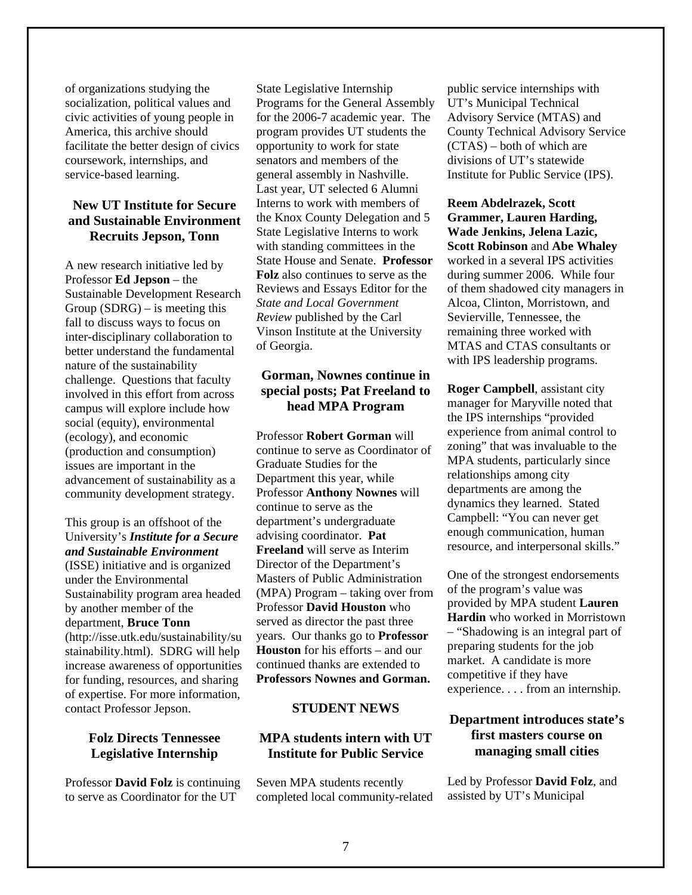of organizations studying the socialization, political values and civic activities of young people in America, this archive should facilitate the better design of civics coursework, internships, and service-based learning.

### New UT Institute for Secure and Sustainable Environment Recruits Jepson, Tonn

A new research initiative led by Professor **Ed Jepson** – the Sustainable Development Research Group (SDRG) – is meeting this fall to discuss ways to focus on inter-disciplinary collaboration to better understand the fundamental nature of the sustainability challenge. Questions that faculty involved in this effort from across campus will explore include how social (equity), environmental (ecology), and economic (production and consumption) issues are important in the advancement of sustainability as a community development strategy.

This group is an offshoot of the University's ***Institute for a Secure and Sustainable Environment*** (ISSE) initiative and is organized under the Environmental Sustainability program area headed by another member of the department, **Bruce Tonn** (http://isse.utk.edu/sustainability/sustainability.html). SDRG will help increase awareness of opportunities for funding, resources, and sharing of expertise. For more information, contact Professor Jepson.

### Folz Directs Tennessee Legislative Internship

Professor **David Folz** is continuing to serve as Coordinator for the UT State Legislative Internship Programs for the General Assembly for the 2006-7 academic year. The program provides UT students the opportunity to work for state senators and members of the general assembly in Nashville. Last year, UT selected 6 Alumni Interns to work with members of the Knox County Delegation and 5 State Legislative Interns to work with standing committees in the State House and Senate. **Professor Folz** also continues to serve as the Reviews and Essays Editor for the *State and Local Government Review* published by the Carl Vinson Institute at the University of Georgia.

### Gorman, Nownes continue in special posts; Pat Freeland to head MPA Program

Professor **Robert Gorman** will continue to serve as Coordinator of Graduate Studies for the Department this year, while Professor **Anthony Nownes** will continue to serve as the department's undergraduate advising coordinator. **Pat Freeland** will serve as Interim Director of the Department's Masters of Public Administration (MPA) Program – taking over from Professor **David Houston** who served as director the past three years. Our thanks go to **Professor Houston** for his efforts – and our continued thanks are extended to **Professors Nownes and Gorman.**

## STUDENT NEWS

### MPA students intern with UT Institute for Public Service

Seven MPA students recently completed local community-related public service internships with UT's Municipal Technical Advisory Service (MTAS) and County Technical Advisory Service (CTAS) – both of which are divisions of UT's statewide Institute for Public Service (IPS).

**Reem Abdelrazek, Scott Grammer, Lauren Harding, Wade Jenkins, Jelena Lazic, Scott Robinson** and **Abe Whaley** worked in a several IPS activities during summer 2006. While four of them shadowed city managers in Alcoa, Clinton, Morristown, and Sevierville, Tennessee, the remaining three worked with MTAS and CTAS consultants or with IPS leadership programs.

**Roger Campbell**, assistant city manager for Maryville noted that the IPS internships "provided experience from animal control to zoning" that was invaluable to the MPA students, particularly since relationships among city departments are among the dynamics they learned. Stated Campbell: "You can never get enough communication, human resource, and interpersonal skills."

One of the strongest endorsements of the program's value was provided by MPA student **Lauren Hardin** who worked in Morristown – "Shadowing is an integral part of preparing students for the job market. A candidate is more competitive if they have experience. . . . from an internship.

### Department introduces state's first masters course on managing small cities

Led by Professor **David Folz**, and assisted by UT's Municipal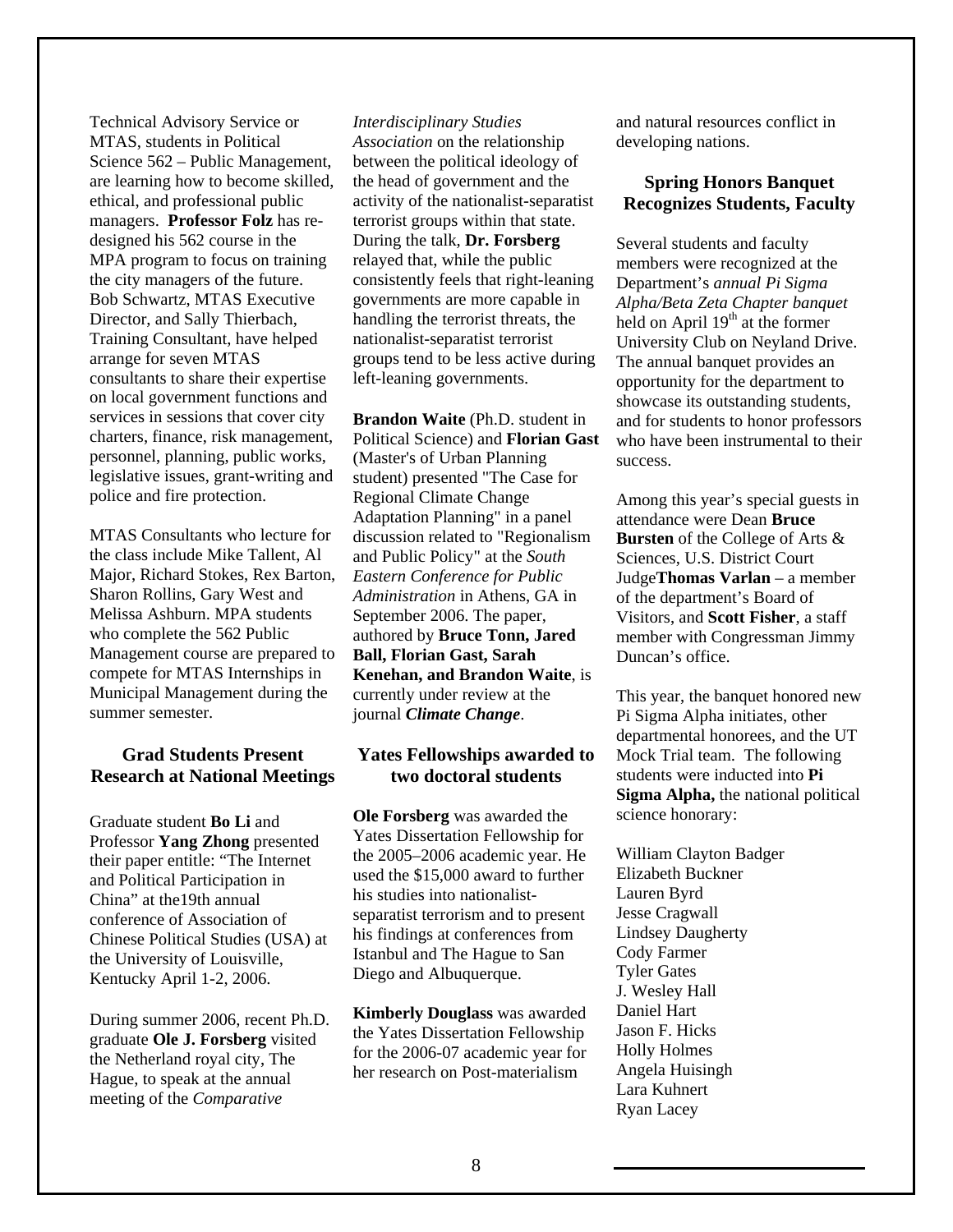Technical Advisory Service or MTAS, students in Political Science 562 – Public Management, are learning how to become skilled, ethical, and professional public managers. **Professor Folz** has re-designed his 562 course in the MPA program to focus on training the city managers of the future. Bob Schwartz, MTAS Executive Director, and Sally Thierbach, Training Consultant, have helped arrange for seven MTAS consultants to share their expertise on local government functions and services in sessions that cover city charters, finance, risk management, personnel, planning, public works, legislative issues, grant-writing and police and fire protection.

MTAS Consultants who lecture for the class include Mike Tallent, Al Major, Richard Stokes, Rex Barton, Sharon Rollins, Gary West and Melissa Ashburn. MPA students who complete the 562 Public Management course are prepared to compete for MTAS Internships in Municipal Management during the summer semester.

## Grad Students Present Research at National Meetings

Graduate student **Bo Li** and Professor **Yang Zhong** presented their paper entitle: "The Internet and Political Participation in China" at the19th annual conference of Association of Chinese Political Studies (USA) at the University of Louisville, Kentucky April 1-2, 2006.

During summer 2006, recent Ph.D. graduate **Ole J. Forsberg** visited the Netherland royal city, The Hague, to speak at the annual meeting of the *Comparative Interdisciplinary Studies Association* on the relationship between the political ideology of the head of government and the activity of the nationalist-separatist terrorist groups within that state. During the talk, **Dr. Forsberg** relayed that, while the public consistently feels that right-leaning governments are more capable in handling the terrorist threats, the nationalist-separatist terrorist groups tend to be less active during left-leaning governments.

**Brandon Waite** (Ph.D. student in Political Science) and **Florian Gast** (Master's of Urban Planning student) presented "The Case for Regional Climate Change Adaptation Planning" in a panel discussion related to "Regionalism and Public Policy" at the *South Eastern Conference for Public Administration* in Athens, GA in September 2006. The paper, authored by **Bruce Tonn, Jared Ball, Florian Gast, Sarah Kenehan, and Brandon Waite**, is currently under review at the journal ***Climate Change***.

## Yates Fellowships awarded to two doctoral students

**Ole Forsberg** was awarded the Yates Dissertation Fellowship for the 2005–2006 academic year. He used the $15,000 award to further his studies into nationalist-separatist terrorism and to present his findings at conferences from Istanbul and The Hague to San Diego and Albuquerque.

**Kimberly Douglass** was awarded the Yates Dissertation Fellowship for the 2006-07 academic year for her research on Post-materialism and natural resources conflict in developing nations.

## Spring Honors Banquet Recognizes Students, Faculty

Several students and faculty members were recognized at the Department's *annual Pi Sigma Alpha/Beta Zeta Chapter banquet* held on April 19th at the former University Club on Neyland Drive. The annual banquet provides an opportunity for the department to showcase its outstanding students, and for students to honor professors who have been instrumental to their success.

Among this year's special guests in attendance were Dean **Bruce Bursten** of the College of Arts & Sciences, U.S. District Court Judge**Thomas Varlan** – a member of the department's Board of Visitors, and **Scott Fisher**, a staff member with Congressman Jimmy Duncan's office.

This year, the banquet honored new Pi Sigma Alpha initiates, other departmental honorees, and the UT Mock Trial team. The following students were inducted into **Pi Sigma Alpha,** the national political science honorary:

William Clayton Badger
Elizabeth Buckner
Lauren Byrd
Jesse Cragwall
Lindsey Daugherty
Cody Farmer
Tyler Gates
J. Wesley Hall
Daniel Hart
Jason F. Hicks
Holly Holmes
Angela Huisingh
Lara Kuhnert
Ryan Lacey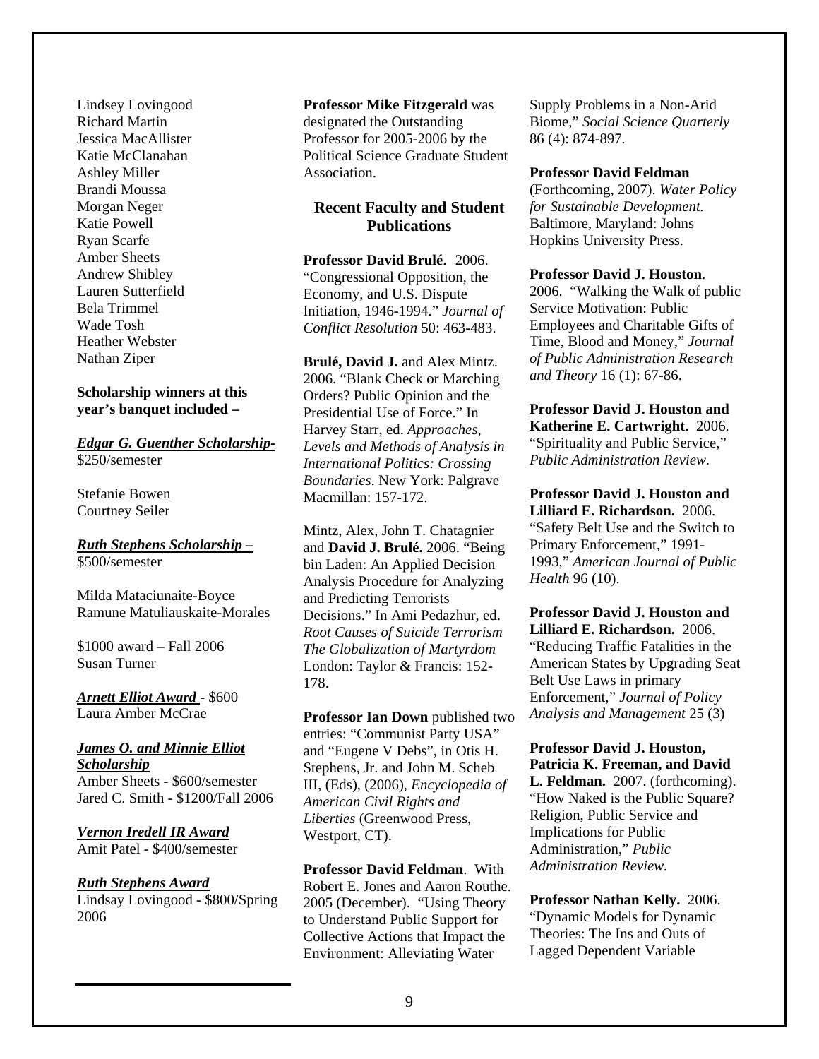Lindsey Lovingood
Richard Martin
Jessica MacAllister
Katie McClanahan
Ashley Miller
Brandi Moussa
Morgan Neger
Katie Powell
Ryan Scarfe
Amber Sheets
Andrew Shibley
Lauren Sutterfield
Bela Trimmel
Wade Tosh
Heather Webster
Nathan Ziper

**Scholarship winners at this year's banquet included –**

***Edgar G. Guenther Scholarship-***
$250/semester

Stefanie Bowen
Courtney Seiler

***Ruth Stephens Scholarship –***
$500/semester

Milda Mataciunaite-Boyce
Ramune Matuliauskaite-Morales

$1000 award – Fall 2006
Susan Turner

***Arnett Elliot Award*** - $600
Laura Amber McCrae

***James O. and Minnie Elliot Scholarship***
Amber Sheets - $600/semester
Jared C. Smith - $1200/Fall 2006

***Vernon Iredell IR Award***
Amit Patel - $400/semester

***Ruth Stephens Award***
Lindsay Lovingood - $800/Spring 2006

**Professor Mike Fitzgerald** was designated the Outstanding Professor for 2005-2006 by the Political Science Graduate Student Association.

## Recent Faculty and Student Publications

**Professor David Brulé.** 2006. "Congressional Opposition, the Economy, and U.S. Dispute Initiation, 1946-1994." *Journal of Conflict Resolution* 50: 463-483.

**Brulé, David J.** and Alex Mintz. 2006. "Blank Check or Marching Orders? Public Opinion and the Presidential Use of Force." In Harvey Starr, ed. *Approaches, Levels and Methods of Analysis in International Politics: Crossing Boundaries*. New York: Palgrave Macmillan: 157-172.

Mintz, Alex, John T. Chatagnier and **David J. Brulé.** 2006. "Being bin Laden: An Applied Decision Analysis Procedure for Analyzing and Predicting Terrorists Decisions." In Ami Pedazhur, ed. *Root Causes of Suicide Terrorism The Globalization of Martyrdom* London: Taylor & Francis: 152-178.

**Professor Ian Down** published two entries: "Communist Party USA" and "Eugene V Debs", in Otis H. Stephens, Jr. and John M. Scheb III, (Eds), (2006), *Encyclopedia of American Civil Rights and Liberties* (Greenwood Press, Westport, CT).

**Professor David Feldman**. With Robert E. Jones and Aaron Routhe. 2005 (December). "Using Theory to Understand Public Support for Collective Actions that Impact the Environment: Alleviating Water Supply Problems in a Non-Arid Biome," *Social Science Quarterly* 86 (4): 874-897.

**Professor David Feldman** (Forthcoming, 2007). *Water Policy for Sustainable Development.* Baltimore, Maryland: Johns Hopkins University Press.

**Professor David J. Houston**. 2006. "Walking the Walk of public Service Motivation: Public Employees and Charitable Gifts of Time, Blood and Money," *Journal of Public Administration Research and Theory* 16 (1): 67-86.

**Professor David J. Houston and Katherine E. Cartwright.** 2006. "Spirituality and Public Service," *Public Administration Review*.

**Professor David J. Houston and Lilliard E. Richardson.** 2006. "Safety Belt Use and the Switch to Primary Enforcement," 1991-1993," *American Journal of Public Health* 96 (10).

**Professor David J. Houston and Lilliard E. Richardson.** 2006. "Reducing Traffic Fatalities in the American States by Upgrading Seat Belt Use Laws in primary Enforcement," *Journal of Policy Analysis and Management* 25 (3)

**Professor David J. Houston, Patricia K. Freeman, and David L. Feldman.** 2007. (forthcoming). "How Naked is the Public Square? Religion, Public Service and Implications for Public Administration," *Public Administration Review*.

**Professor Nathan Kelly.** 2006. "Dynamic Models for Dynamic Theories: The Ins and Outs of Lagged Dependent Variable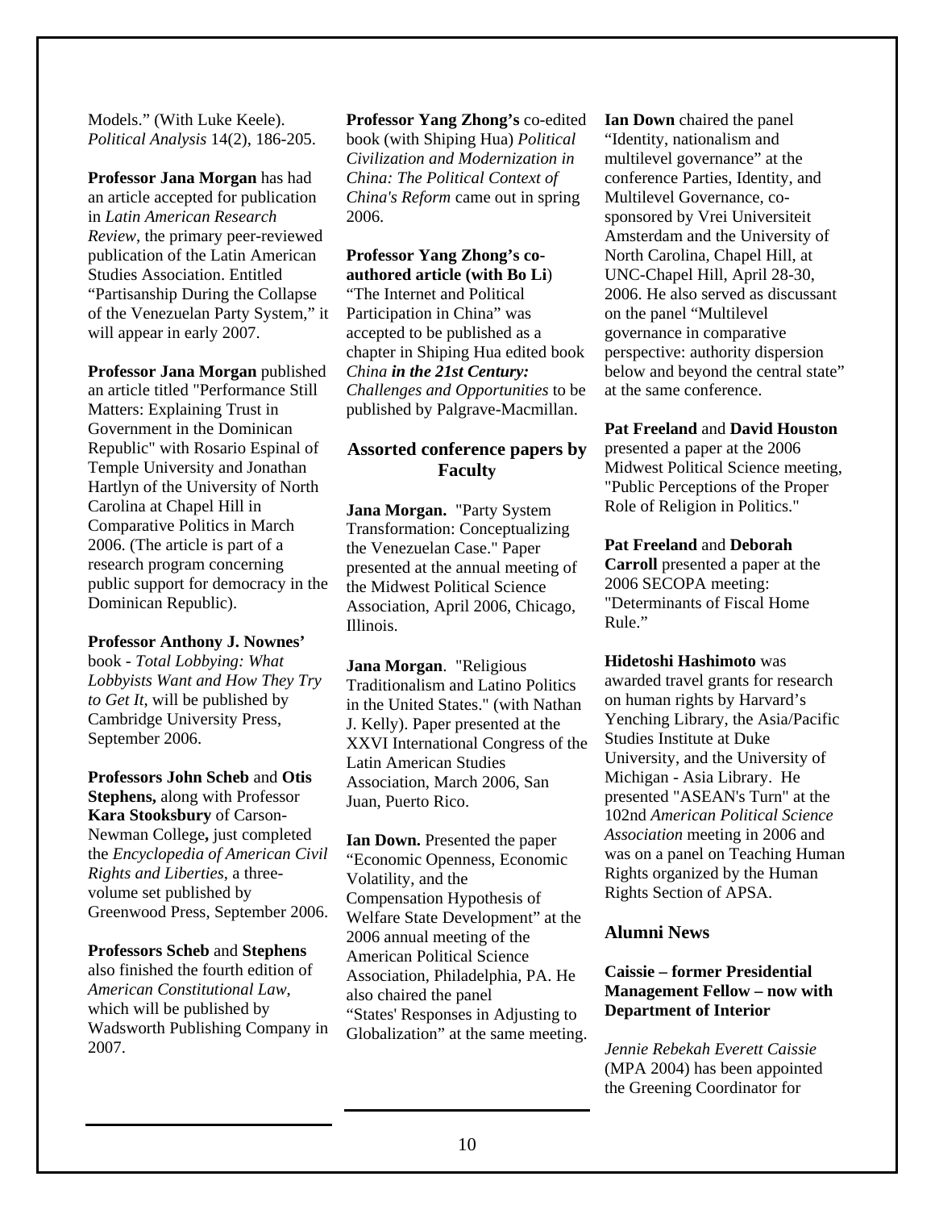Models." (With Luke Keele). *Political Analysis* 14(2), 186-205.

**Professor Jana Morgan** has had an article accepted for publication in *Latin American Research Review*, the primary peer-reviewed publication of the Latin American Studies Association. Entitled "Partisanship During the Collapse of the Venezuelan Party System," it will appear in early 2007.

**Professor Jana Morgan** published an article titled "Performance Still Matters: Explaining Trust in Government in the Dominican Republic" with Rosario Espinal of Temple University and Jonathan Hartlyn of the University of North Carolina at Chapel Hill in Comparative Politics in March 2006. (The article is part of a research program concerning public support for democracy in the Dominican Republic).

**Professor Anthony J. Nownes'** book - *Total Lobbying: What Lobbyists Want and How They Try to Get It*, will be published by Cambridge University Press, September 2006.

**Professors John Scheb** and **Otis Stephens,** along with Professor **Kara Stooksbury** of Carson-Newman College**,** just completed the *Encyclopedia of American Civil Rights and Liberties*, a three-volume set published by Greenwood Press, September 2006.

**Professors Scheb** and **Stephens** also finished the fourth edition of *American Constitutional Law*, which will be published by Wadsworth Publishing Company in 2007.

**Professor Yang Zhong's** co-edited book (with Shiping Hua) *Political Civilization and Modernization in China: The Political Context of China's Reform* came out in spring 2006.

**Professor Yang Zhong's co-authored article (with Bo Li**) "The Internet and Political Participation in China" was accepted to be published as a chapter in Shiping Hua edited book *China **in the 21st Century:** Challenges and Opportunities* to be published by Palgrave-Macmillan.

### Assorted conference papers by Faculty

**Jana Morgan.** "Party System Transformation: Conceptualizing the Venezuelan Case." Paper presented at the annual meeting of the Midwest Political Science Association, April 2006, Chicago, Illinois.

**Jana Morgan**. "Religious Traditionalism and Latino Politics in the United States." (with Nathan J. Kelly). Paper presented at the XXVI International Congress of the Latin American Studies Association, March 2006, San Juan, Puerto Rico.

**Ian Down.** Presented the paper "Economic Openness, Economic Volatility, and the Compensation Hypothesis of Welfare State Development" at the 2006 annual meeting of the American Political Science Association, Philadelphia, PA. He also chaired the panel "States' Responses in Adjusting to Globalization" at the same meeting.

**Ian Down** chaired the panel "Identity, nationalism and multilevel governance" at the conference Parties, Identity, and Multilevel Governance, co-sponsored by Vrei Universiteit Amsterdam and the University of North Carolina, Chapel Hill, at UNC-Chapel Hill, April 28-30, 2006. He also served as discussant on the panel "Multilevel governance in comparative perspective: authority dispersion below and beyond the central state" at the same conference.

**Pat Freeland** and **David Houston** presented a paper at the 2006 Midwest Political Science meeting, "Public Perceptions of the Proper Role of Religion in Politics."

**Pat Freeland** and **Deborah Carroll** presented a paper at the 2006 SECOPA meeting: "Determinants of Fiscal Home Rule."

**Hidetoshi Hashimoto** was awarded travel grants for research on human rights by Harvard's Yenching Library, the Asia/Pacific Studies Institute at Duke University, and the University of Michigan - Asia Library. He presented "ASEAN's Turn" at the 102nd *American Political Science Association* meeting in 2006 and was on a panel on Teaching Human Rights organized by the Human Rights Section of APSA.

### Alumni News

**Caissie – former Presidential Management Fellow – now with Department of Interior**

*Jennie Rebekah Everett Caissie* (MPA 2004) has been appointed the Greening Coordinator for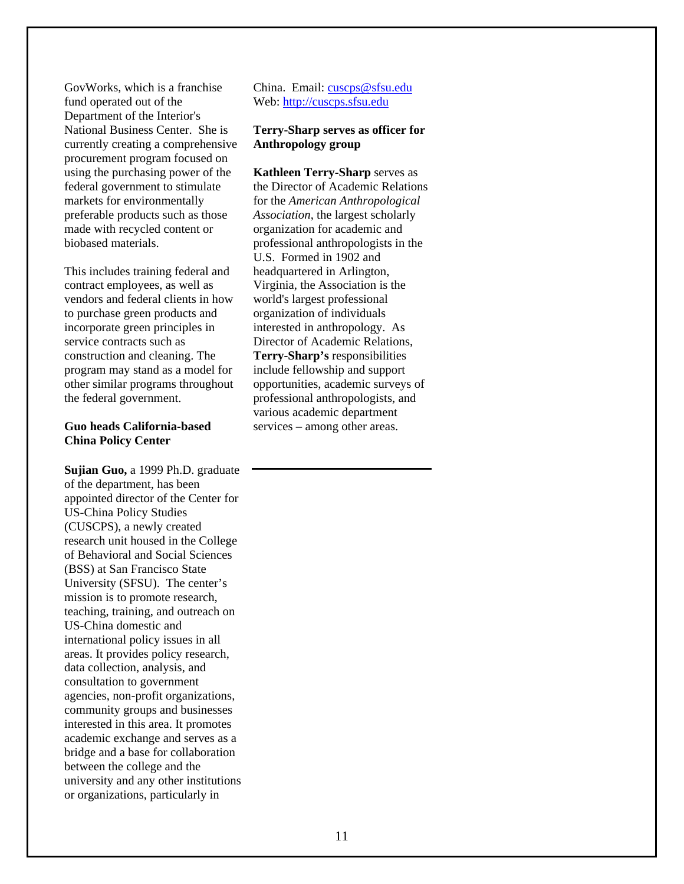GovWorks, which is a franchise fund operated out of the Department of the Interior's National Business Center. She is currently creating a comprehensive procurement program focused on using the purchasing power of the federal government to stimulate markets for environmentally preferable products such as those made with recycled content or biobased materials.

This includes training federal and contract employees, as well as vendors and federal clients in how to purchase green products and incorporate green principles in service contracts such as construction and cleaning. The program may stand as a model for other similar programs throughout the federal government.

### Guo heads California-based China Policy Center

**Sujian Guo,** a 1999 Ph.D. graduate of the department, has been appointed director of the Center for US-China Policy Studies (CUSCPS), a newly created research unit housed in the College of Behavioral and Social Sciences (BSS) at San Francisco State University (SFSU). The center's mission is to promote research, teaching, training, and outreach on US-China domestic and international policy issues in all areas. It provides policy research, data collection, analysis, and consultation to government agencies, non-profit organizations, community groups and businesses interested in this area. It promotes academic exchange and serves as a bridge and a base for collaboration between the college and the university and any other institutions or organizations, particularly in China. Email: cuscps@sfsu.edu Web: http://cuscps.sfsu.edu

### Terry-Sharp serves as officer for Anthropology group

**Kathleen Terry-Sharp** serves as the Director of Academic Relations for the *American Anthropological Association*, the largest scholarly organization for academic and professional anthropologists in the U.S. Formed in 1902 and headquartered in Arlington, Virginia, the Association is the world's largest professional organization of individuals interested in anthropology. As Director of Academic Relations, **Terry-Sharp's** responsibilities include fellowship and support opportunities, academic surveys of professional anthropologists, and various academic department services – among other areas.

---